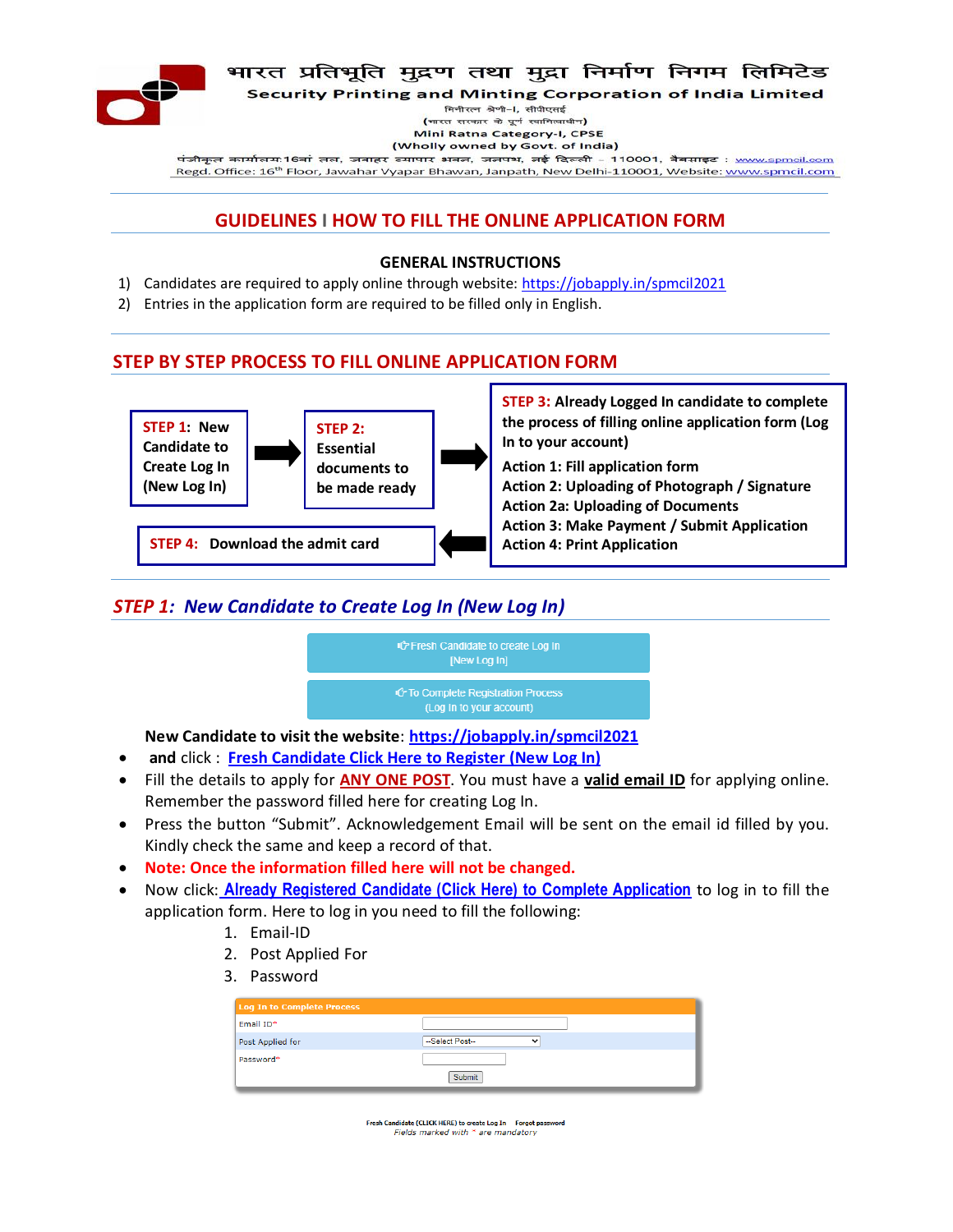भारत प्रतिभूति मुद्रण तथा मुद्रा निर्माण निगम लिमिटेड

**Security Printing and Minting Corporation of India Limited**

मिनीरत्न श्रेणी-I, सीपीएसई

(भारत सरकार के पूर्ण स्वामित्वाधीन)

Mini Ratna Category-I, CPSE

(Wholly owned by Govt. of India)

पंजीकृत कार्यालय:16वां तल, जवाहर व्यापार भवन, जनपथ, नई दिल्ली – 110001, वैबसाइट : www.spmcil.com

Regd. Office: 16th Floor, Jawahar Vyapar Bhawan, Janpath, New Delhi-110001, Website: www.spmcil.com

## GUIDELINES I HOW TO FILL THE ONLINE APPLICATION FORM

### GENERAL INSTRUCTIONS

1) Candidates are required to apply online through website: https://jobapply.in/spmcil2021
2) Entries in the application form are required to be filled only in English.

## STEP BY STEP PROCESS TO FILL ONLINE APPLICATION FORM

**STEP 1:** New Candidate to Create Log In (New Log In) → **STEP 2:** Essential documents to be made ready → **STEP 3:** Already Logged In candidate to complete the process of filling online application form (Log In to your account)

- Action 1: Fill application form
- Action 2: Uploading of Photograph / Signature
- Action 2a: Uploading of Documents
- Action 3: Make Payment / Submit Application
- Action 4: Print Application

→ **STEP 4:** Download the admit card

## *STEP 1: New Candidate to Create Log In (New Log In)*

Fresh Candidate to create Log In [New Log In]

To Complete Registration Process (Log In to your account)

**New Candidate to visit the website**: **https://jobapply.in/spmcil2021**

- **and** click : **Fresh Candidate Click Here to Register (New Log In)**
- Fill the details to apply for **ANY ONE POST**. You must have a **valid email ID** for applying online. Remember the password filled here for creating Log In.
- Press the button "Submit". Acknowledgement Email will be sent on the email id filled by you. Kindly check the same and keep a record of that.
- **Note: Once the information filled here will not be changed.**
- Now click: **Already Registered Candidate (Click Here) to Complete Application** to log in to fill the application form. Here to log in you need to fill the following:
  1. Email-ID
  2. Post Applied For
  3. Password

| Log In to Complete Process | |
|---|---|
| Email ID* | |
| Post Applied for | --Select Post-- |
| Password* | |
| | Submit |

Fresh Candidate (CLICK HERE) to create Log In   Forgot password

*Fields marked with * are mandatory*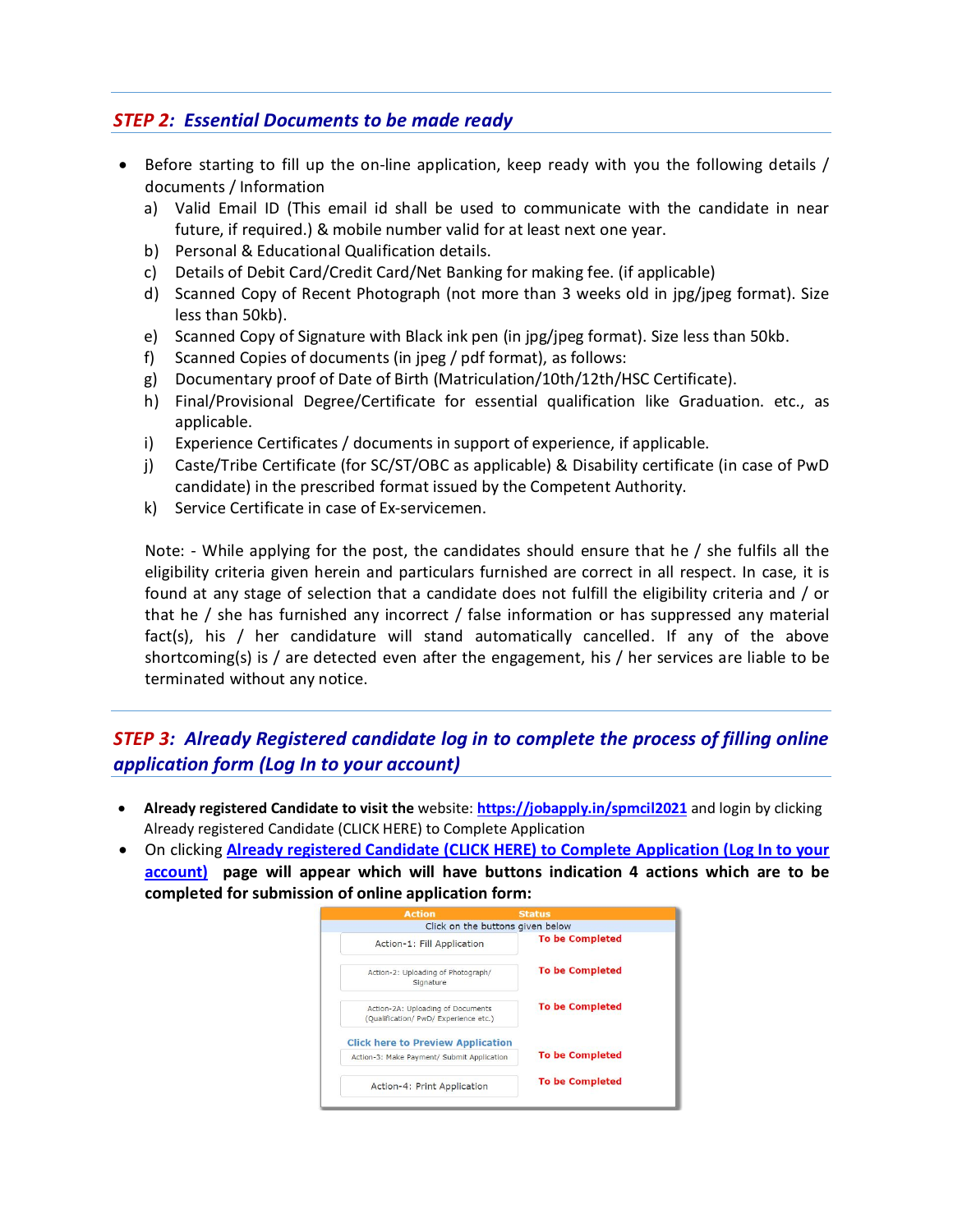## *STEP 2: Essential Documents to be made ready*

- Before starting to fill up the on-line application, keep ready with you the following details / documents / Information
  a) Valid Email ID (This email id shall be used to communicate with the candidate in near future, if required.) & mobile number valid for at least next one year.
  b) Personal & Educational Qualification details.
  c) Details of Debit Card/Credit Card/Net Banking for making fee. (if applicable)
  d) Scanned Copy of Recent Photograph (not more than 3 weeks old in jpg/jpeg format). Size less than 50kb).
  e) Scanned Copy of Signature with Black ink pen (in jpg/jpeg format). Size less than 50kb.
  f) Scanned Copies of documents (in jpeg / pdf format), as follows:
  g) Documentary proof of Date of Birth (Matriculation/10th/12th/HSC Certificate).
  h) Final/Provisional Degree/Certificate for essential qualification like Graduation. etc., as applicable.
  i) Experience Certificates / documents in support of experience, if applicable.
  j) Caste/Tribe Certificate (for SC/ST/OBC as applicable) & Disability certificate (in case of PwD candidate) in the prescribed format issued by the Competent Authority.
  k) Service Certificate in case of Ex-servicemen.

  Note: - While applying for the post, the candidates should ensure that he / she fulfils all the eligibility criteria given herein and particulars furnished are correct in all respect. In case, it is found at any stage of selection that a candidate does not fulfill the eligibility criteria and / or that he / she has furnished any incorrect / false information or has suppressed any material fact(s), his / her candidature will stand automatically cancelled. If any of the above shortcoming(s) is / are detected even after the engagement, his / her services are liable to be terminated without any notice.

## *STEP 3: Already Registered candidate log in to complete the process of filling online application form (Log In to your account)*

- **Already registered Candidate to visit the** website: **https://jobapply.in/spmcil2021** and login by clicking Already registered Candidate (CLICK HERE) to Complete Application
- On clicking **Already registered Candidate (CLICK HERE) to Complete Application (Log In to your account)** **page will appear which will have buttons indication 4 actions which are to be completed for submission of online application form:**

| Action | Status |
|---|---|
| Click on the buttons given below | |
| Action-1: Fill Application | To be Completed |
| Action-2: Uploading of Photograph/ Signature | To be Completed |
| Action-2A: Uploading of Documents (Qualification/ PwD/ Experience etc.) | To be Completed |
| Click here to Preview Application<br>Action-3: Make Payment/ Submit Application | To be Completed |
| Action-4: Print Application | To be Completed |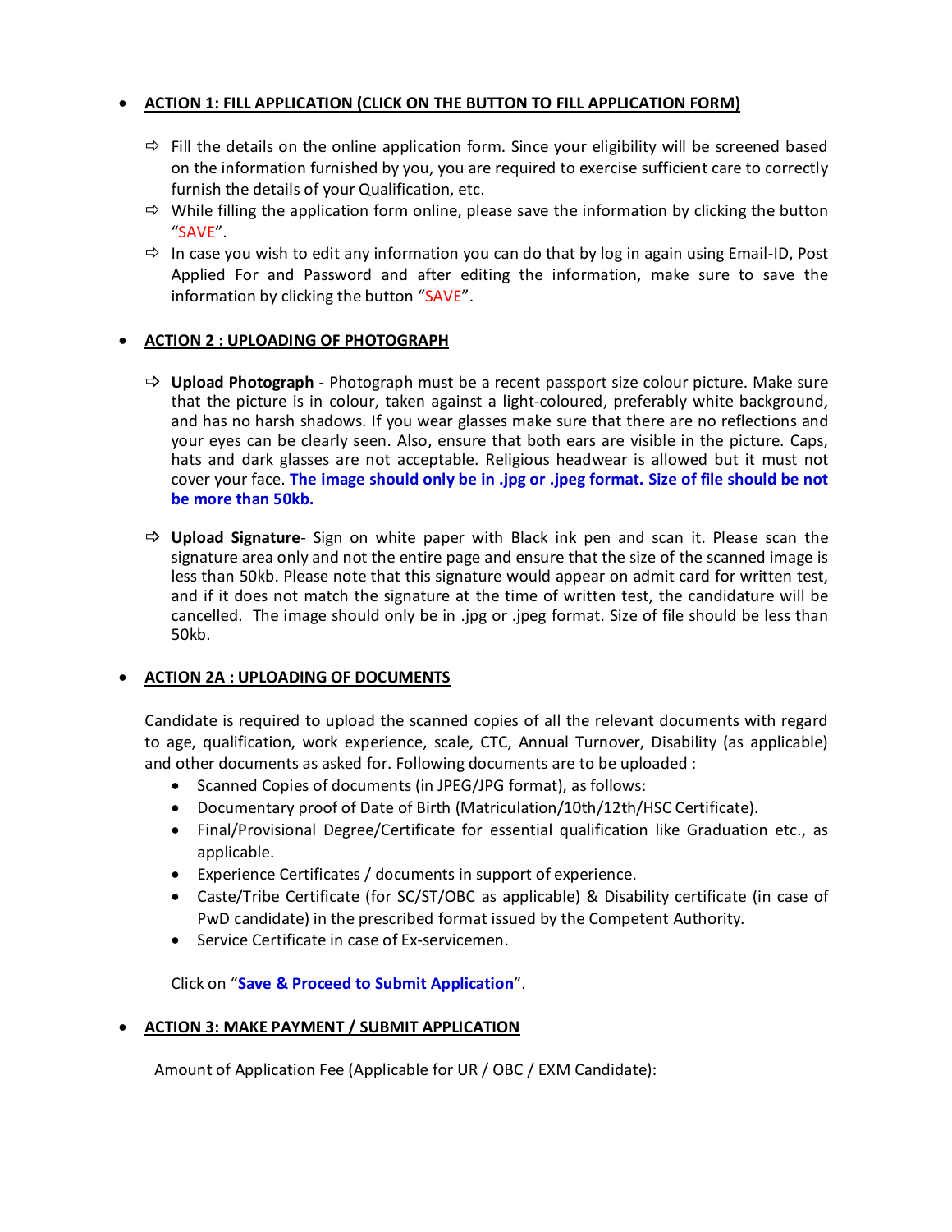- **ACTION 1: FILL APPLICATION (CLICK ON THE BUTTON TO FILL APPLICATION FORM)**

  - ⇨ Fill the details on the online application form. Since your eligibility will be screened based on the information furnished by you, you are required to exercise sufficient care to correctly furnish the details of your Qualification, etc.
  - ⇨ While filling the application form online, please save the information by clicking the button "SAVE".
  - ⇨ In case you wish to edit any information you can do that by log in again using Email-ID, Post Applied For and Password and after editing the information, make sure to save the information by clicking the button "SAVE".

- **ACTION 2 : UPLOADING OF PHOTOGRAPH**

  - ⇨ **Upload Photograph** - Photograph must be a recent passport size colour picture. Make sure that the picture is in colour, taken against a light-coloured, preferably white background, and has no harsh shadows. If you wear glasses make sure that there are no reflections and your eyes can be clearly seen. Also, ensure that both ears are visible in the picture. Caps, hats and dark glasses are not acceptable. Religious headwear is allowed but it must not cover your face. **The image should only be in .jpg or .jpeg format. Size of file should be not be more than 50kb.**

  - ⇨ **Upload Signature**- Sign on white paper with Black ink pen and scan it. Please scan the signature area only and not the entire page and ensure that the size of the scanned image is less than 50kb. Please note that this signature would appear on admit card for written test, and if it does not match the signature at the time of written test, the candidature will be cancelled. The image should only be in .jpg or .jpeg format. Size of file should be less than 50kb.

- **ACTION 2A : UPLOADING OF DOCUMENTS**

  Candidate is required to upload the scanned copies of all the relevant documents with regard to age, qualification, work experience, scale, CTC, Annual Turnover, Disability (as applicable) and other documents as asked for. Following documents are to be uploaded :

  - Scanned Copies of documents (in JPEG/JPG format), as follows:
  - Documentary proof of Date of Birth (Matriculation/10th/12th/HSC Certificate).
  - Final/Provisional Degree/Certificate for essential qualification like Graduation etc., as applicable.
  - Experience Certificates / documents in support of experience.
  - Caste/Tribe Certificate (for SC/ST/OBC as applicable) & Disability certificate (in case of PwD candidate) in the prescribed format issued by the Competent Authority.
  - Service Certificate in case of Ex-servicemen.

  Click on "**Save & Proceed to Submit Application**".

- **ACTION 3: MAKE PAYMENT / SUBMIT APPLICATION**

  Amount of Application Fee (Applicable for UR / OBC / EXM Candidate):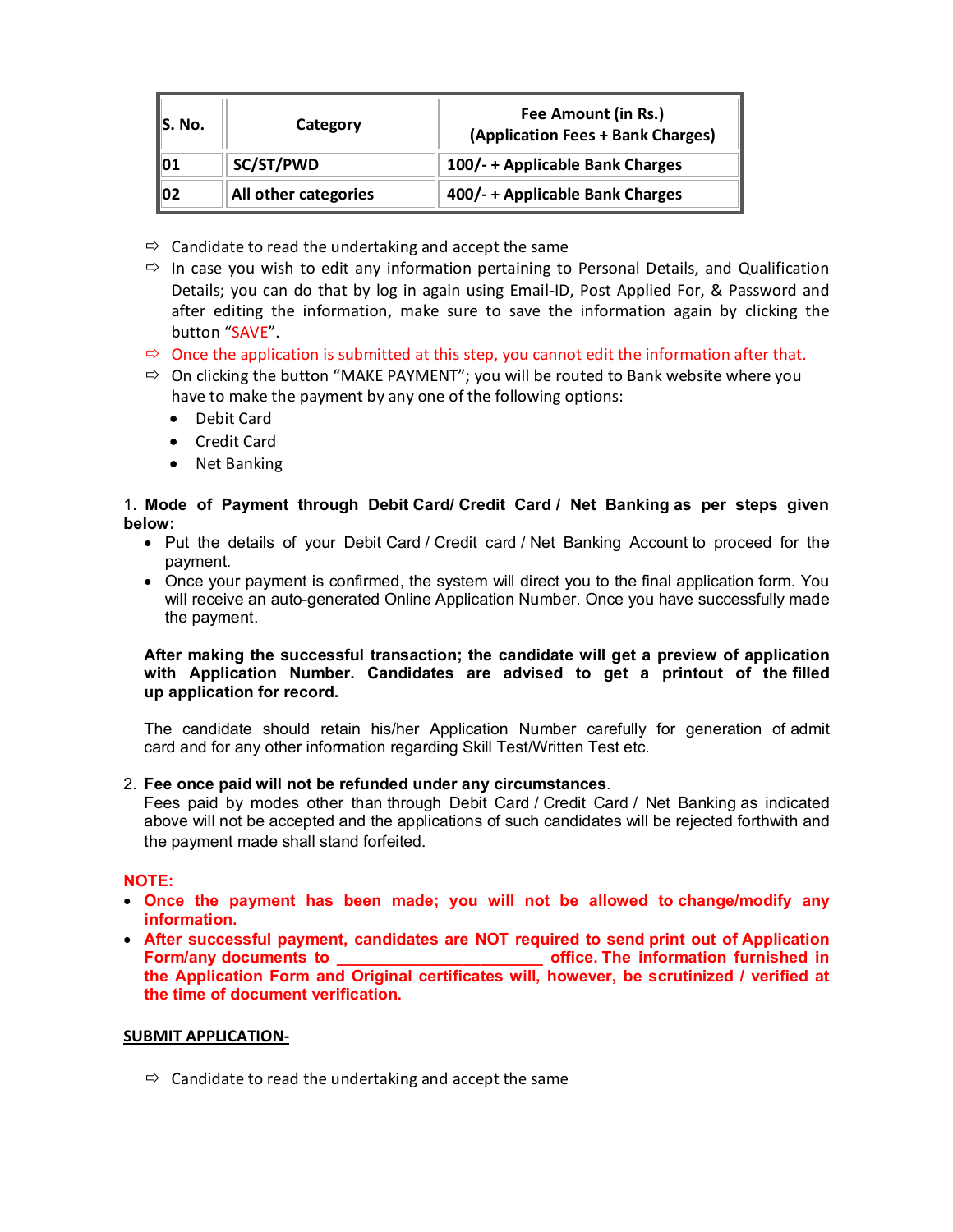| S. No. | Category | Fee Amount (in Rs.) (Application Fees + Bank Charges) |
|---|---|---|
| 01 | SC/ST/PWD | 100/- + Applicable Bank Charges |
| 02 | All other categories | 400/- + Applicable Bank Charges |

- ⇨ Candidate to read the undertaking and accept the same
- ⇨ In case you wish to edit any information pertaining to Personal Details, and Qualification Details; you can do that by log in again using Email-ID, Post Applied For, & Password and after editing the information, make sure to save the information again by clicking the button "SAVE".
- ⇨ Once the application is submitted at this step, you cannot edit the information after that.
- ⇨ On clicking the button "MAKE PAYMENT"; you will be routed to Bank website where you have to make the payment by any one of the following options:
  - Debit Card
  - Credit Card
  - Net Banking

1. **Mode of Payment through Debit Card/ Credit Card / Net Banking as per steps given below:**
   - Put the details of your Debit Card / Credit card / Net Banking Account to proceed for the payment.
   - Once your payment is confirmed, the system will direct you to the final application form. You will receive an auto-generated Online Application Number. Once you have successfully made the payment.

   **After making the successful transaction; the candidate will get a preview of application with Application Number. Candidates are advised to get a printout of the filled up application for record.**

   The candidate should retain his/her Application Number carefully for generation of admit card and for any other information regarding Skill Test/Written Test etc.

2. **Fee once paid will not be refunded under any circumstances**.
   Fees paid by modes other than through Debit Card / Credit Card / Net Banking as indicated above will not be accepted and the applications of such candidates will be rejected forthwith and the payment made shall stand forfeited.

**NOTE:**

- **Once the payment has been made; you will not be allowed to change/modify any information.**
- **After successful payment, candidates are NOT required to send print out of Application Form/any documents to ______________________ office. The information furnished in the Application Form and Original certificates will, however, be scrutinized / verified at the time of document verification.**

**SUBMIT APPLICATION-**

- ⇨ Candidate to read the undertaking and accept the same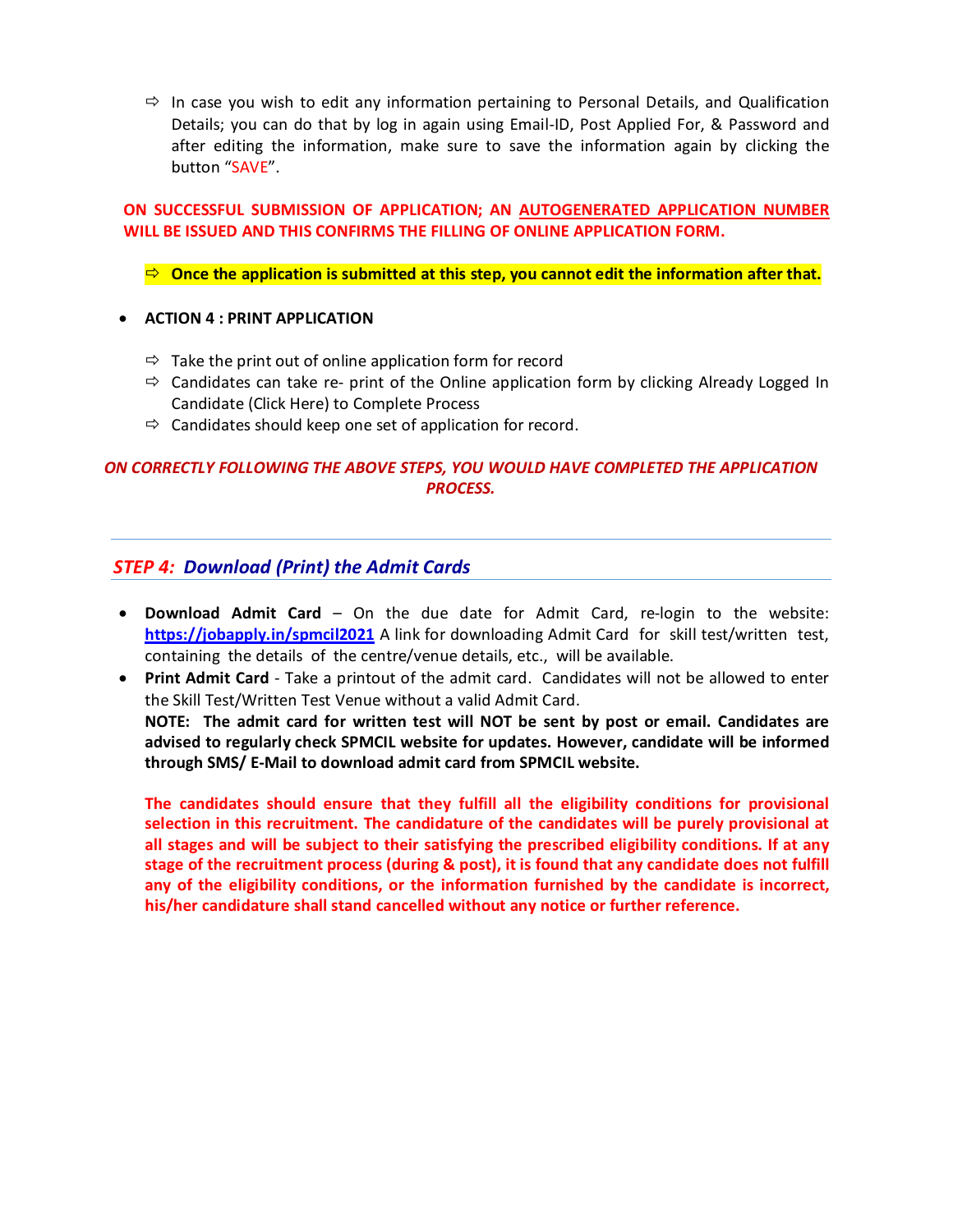- ⇨ In case you wish to edit any information pertaining to Personal Details, and Qualification Details; you can do that by log in again using Email-ID, Post Applied For, & Password and after editing the information, make sure to save the information again by clicking the button "SAVE".

**ON SUCCESSFUL SUBMISSION OF APPLICATION; AN AUTOGENERATED APPLICATION NUMBER WILL BE ISSUED AND THIS CONFIRMS THE FILLING OF ONLINE APPLICATION FORM.**

- ⇨ **Once the application is submitted at this step, you cannot edit the information after that.**

- **ACTION 4 : PRINT APPLICATION**
  - ⇨ Take the print out of online application form for record
  - ⇨ Candidates can take re- print of the Online application form by clicking Already Logged In Candidate (Click Here) to Complete Process
  - ⇨ Candidates should keep one set of application for record.

***ON CORRECTLY FOLLOWING THE ABOVE STEPS, YOU WOULD HAVE COMPLETED THE APPLICATION PROCESS.***

## *STEP 4: Download (Print) the Admit Cards*

- **Download Admit Card** – On the due date for Admit Card, re-login to the website: **https://jobapply.in/spmcil2021** A link for downloading Admit Card for skill test/written test, containing the details of the centre/venue details, etc., will be available.
- **Print Admit Card** - Take a printout of the admit card. Candidates will not be allowed to enter the Skill Test/Written Test Venue without a valid Admit Card.
  **NOTE: The admit card for written test will NOT be sent by post or email. Candidates are advised to regularly check SPMCIL website for updates. However, candidate will be informed through SMS/ E-Mail to download admit card from SPMCIL website.**

  **The candidates should ensure that they fulfill all the eligibility conditions for provisional selection in this recruitment. The candidature of the candidates will be purely provisional at all stages and will be subject to their satisfying the prescribed eligibility conditions. If at any stage of the recruitment process (during & post), it is found that any candidate does not fulfill any of the eligibility conditions, or the information furnished by the candidate is incorrect, his/her candidature shall stand cancelled without any notice or further reference.**